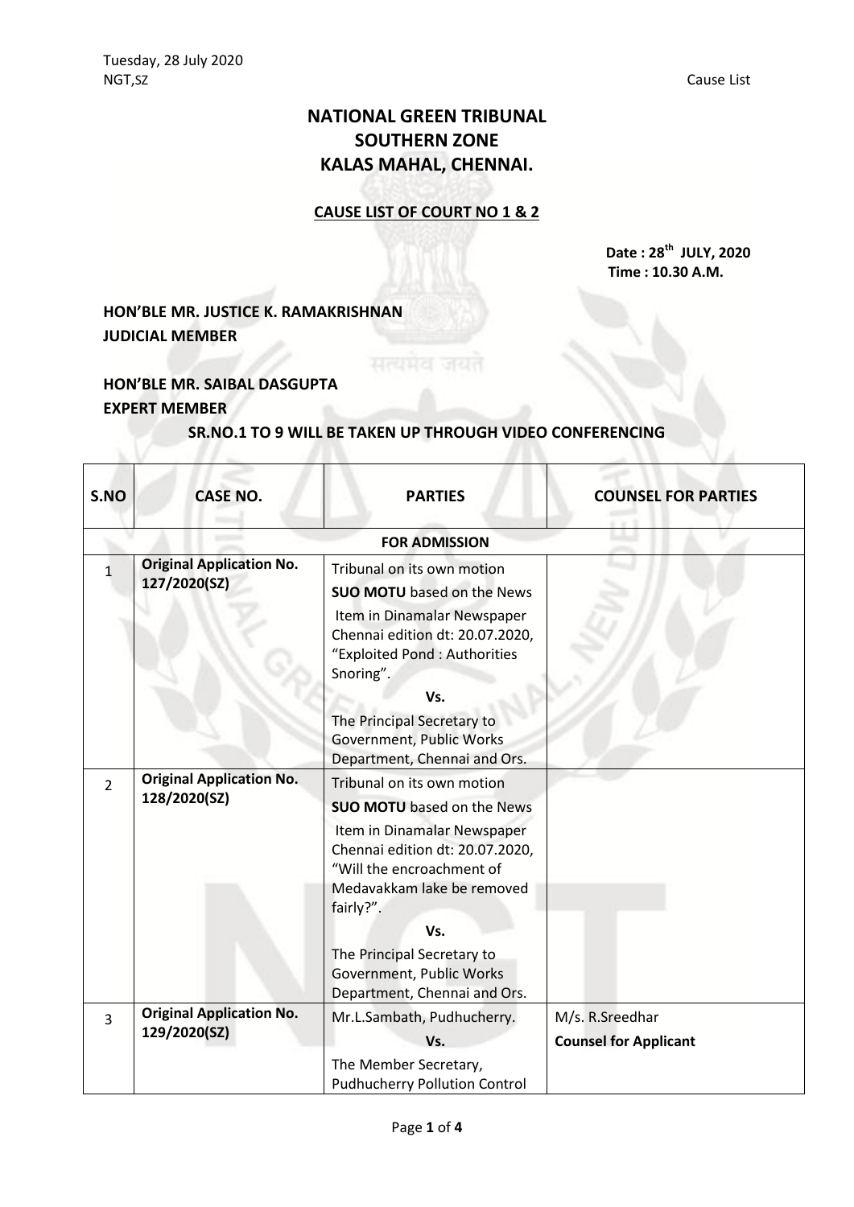Tuesday, 28 July 2020
NGT,SZ                                                                                                                                 Cause List

# NATIONAL GREEN TRIBUNAL
# SOUTHERN ZONE
# KALAS MAHAL, CHENNAI.

## CAUSE LIST OF COURT NO 1 & 2

**Date : 28th JULY, 2020**
**Time : 10.30 A.M.**

**HON'BLE MR. JUSTICE K. RAMAKRISHNAN**
**JUDICIAL MEMBER**

**HON'BLE MR. SAIBAL DASGUPTA**
**EXPERT MEMBER**

**SR.NO.1 TO 9 WILL BE TAKEN UP THROUGH VIDEO CONFERENCING**

| S.NO | CASE NO. | PARTIES | COUNSEL FOR PARTIES |
|---|---|---|---|
| | | **FOR ADMISSION** | |
| 1 | **Original Application No. 127/2020(SZ)** | Tribunal on its own motion **SUO MOTU** based on the News Item in Dinamalar Newspaper Chennai edition dt: 20.07.2020, "Exploited Pond : Authorities Snoring". **Vs.** The Principal Secretary to Government, Public Works Department, Chennai and Ors. | |
| 2 | **Original Application No. 128/2020(SZ)** | Tribunal on its own motion **SUO MOTU** based on the News Item in Dinamalar Newspaper Chennai edition dt: 20.07.2020, "Will the encroachment of Medavakkam lake be removed fairly?". **Vs.** The Principal Secretary to Government, Public Works Department, Chennai and Ors. | |
| 3 | **Original Application No. 129/2020(SZ)** | Mr.L.Sambath, Pudhucherry. **Vs.** The Member Secretary, Pudhucherry Pollution Control | M/s. R.Sreedhar **Counsel for Applicant** |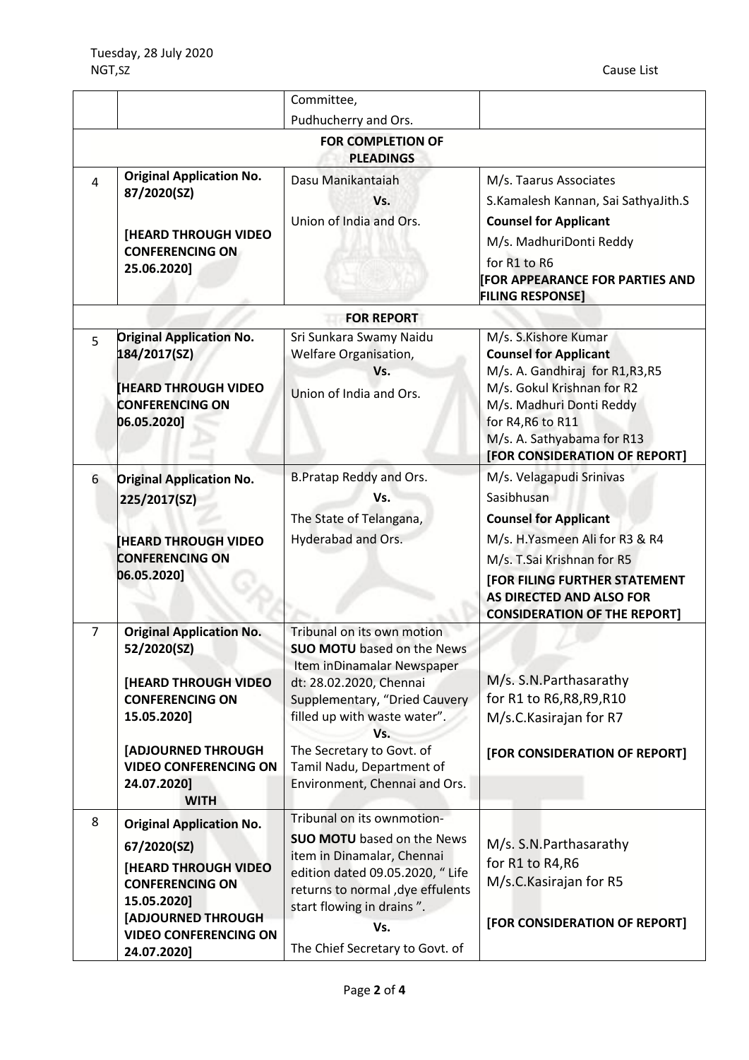|  |  | Committee,<br>Pudhucherry and Ors. |  |
|---|---|---|---|
| **FOR COMPLETION OF PLEADINGS** | | | |
| 4 | **Original Application No. 87/2020(SZ)**<br><br>**[HEARD THROUGH VIDEO CONFERENCING ON 25.06.2020]** | Dasu Manikantaiah<br>**Vs.**<br>Union of India and Ors. | M/s. Taarus Associates<br>S.Kamalesh Kannan, Sai SathyaJith.S<br>**Counsel for Applicant**<br>M/s. MadhuriDonti Reddy<br>for R1 to R6<br>**[FOR APPEARANCE FOR PARTIES AND FILING RESPONSE]** |
| **FOR REPORT** | | | |
| 5 | **Original Application No. 184/2017(SZ)**<br><br>**[HEARD THROUGH VIDEO CONFERENCING ON 06.05.2020]** | Sri Sunkara Swamy Naidu Welfare Organisation,<br>**Vs.**<br>Union of India and Ors. | M/s. S.Kishore Kumar<br>**Counsel for Applicant**<br>M/s. A. Gandhiraj for R1,R3,R5<br>M/s. Gokul Krishnan for R2<br>M/s. Madhuri Donti Reddy for R4,R6 to R11<br>M/s. A. Sathyabama for R13<br>**[FOR CONSIDERATION OF REPORT]** |
| 6 | **Original Application No. 225/2017(SZ)**<br><br>**[HEARD THROUGH VIDEO CONFERENCING ON 06.05.2020]** | B.Pratap Reddy and Ors.<br>**Vs.**<br>The State of Telangana, Hyderabad and Ors. | M/s. Velagapudi Srinivas Sasibhusan<br>**Counsel for Applicant**<br>M/s. H.Yasmeen Ali for R3 & R4<br>M/s. T.Sai Krishnan for R5<br>**[FOR FILING FURTHER STATEMENT AS DIRECTED AND ALSO FOR CONSIDERATION OF THE REPORT]** |
| 7 | **Original Application No. 52/2020(SZ)**<br><br>**[HEARD THROUGH VIDEO CONFERENCING ON 15.05.2020]**<br><br>**[ADJOURNED THROUGH VIDEO CONFERENCING ON 24.07.2020]**<br>**WITH** | Tribunal on its own motion **SUO MOTU** based on the News Item inDinamalar Newspaper dt: 28.02.2020, Chennai Supplementary, "Dried Cauvery filled up with waste water".<br>**Vs.**<br>The Secretary to Govt. of Tamil Nadu, Department of Environment, Chennai and Ors. | M/s. S.N.Parthasarathy for R1 to R6,R8,R9,R10<br>M/s.C.Kasirajan for R7<br><br>**[FOR CONSIDERATION OF REPORT]** |
| 8 | **Original Application No. 67/2020(SZ)**<br>**[HEARD THROUGH VIDEO CONFERENCING ON 15.05.2020]**<br>**[ADJOURNED THROUGH VIDEO CONFERENCING ON 24.07.2020]** | Tribunal on its ownmotion- **SUO MOTU** based on the News item in Dinamalar, Chennai edition dated 09.05.2020, " Life returns to normal ,dye effulents start flowing in drains ".<br>**Vs.**<br>The Chief Secretary to Govt. of | M/s. S.N.Parthasarathy for R1 to R4,R6<br>M/s.C.Kasirajan for R5<br><br>**[FOR CONSIDERATION OF REPORT]** |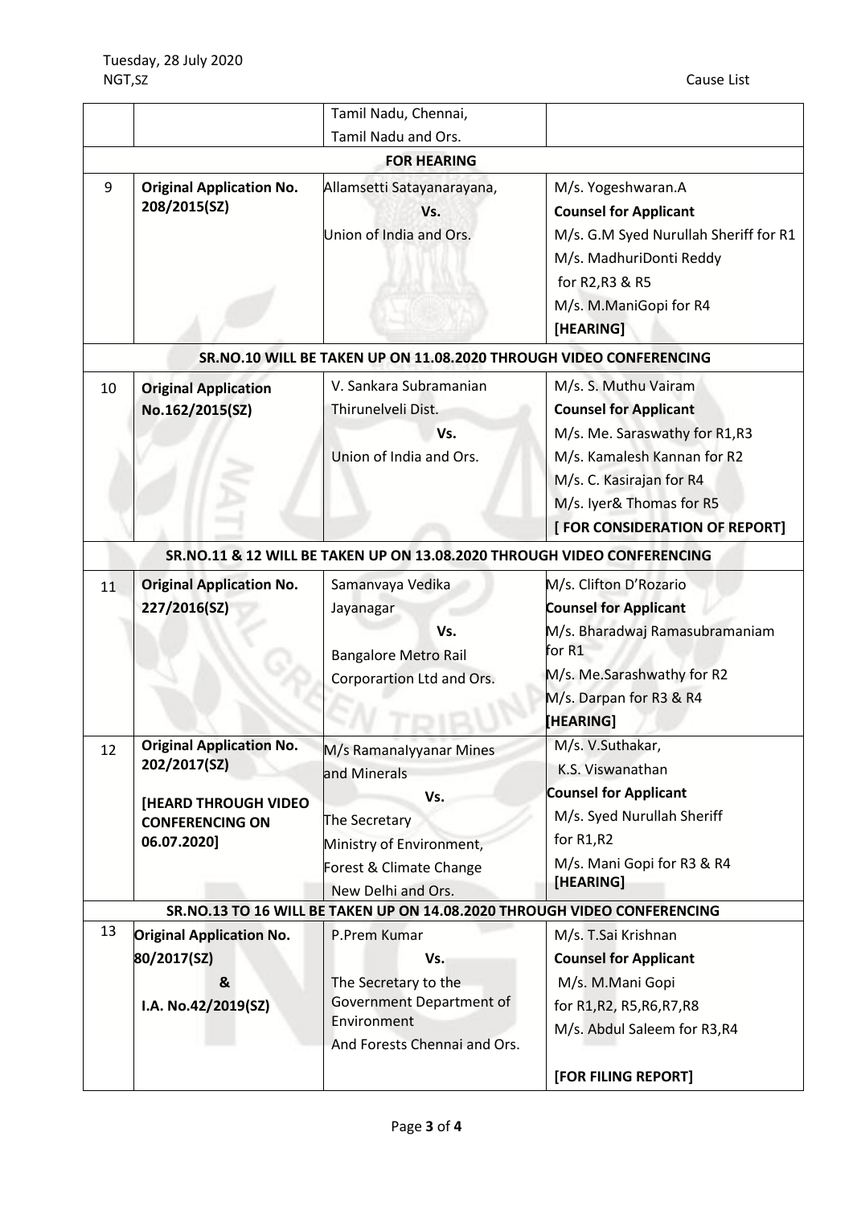| | | | |
|---|---|---|---|
| | | Tamil Nadu, Chennai,<br>Tamil Nadu and Ors. | |
| **FOR HEARING** | | | |
| 9 | **Original Application No. 208/2015(SZ)** | Allamsetti Satayanarayana,<br>**Vs.**<br>Union of India and Ors. | M/s. Yogeshwaran.A<br>**Counsel for Applicant**<br>M/s. G.M Syed Nurullah Sheriff for R1<br>M/s. MadhuriDonti Reddy for R2,R3 & R5<br>M/s. M.ManiGopi for R4<br>**[HEARING]** |
| **SR.NO.10 WILL BE TAKEN UP ON 11.08.2020 THROUGH VIDEO CONFERENCING** | | | |
| 10 | **Original Application No.162/2015(SZ)** | V. Sankara Subramanian<br>Thirunelveli Dist.<br>**Vs.**<br>Union of India and Ors. | M/s. S. Muthu Vairam<br>**Counsel for Applicant**<br>M/s. Me. Saraswathy for R1,R3<br>M/s. Kamalesh Kannan for R2<br>M/s. C. Kasirajan for R4<br>M/s. Iyer& Thomas for R5<br>**[ FOR CONSIDERATION OF REPORT]** |
| **SR.NO.11 & 12 WILL BE TAKEN UP ON 13.08.2020 THROUGH VIDEO CONFERENCING** | | | |
| 11 | **Original Application No. 227/2016(SZ)** | Samanvaya Vedika<br>Jayanagar<br>**Vs.**<br>Bangalore Metro Rail Corporartion Ltd and Ors. | M/s. Clifton D'Rozario<br>**Counsel for Applicant**<br>M/s. Bharadwaj Ramasubramaniam for R1<br>M/s. Me.Sarashwathy for R2<br>M/s. Darpan for R3 & R4<br>**[HEARING]** |
| 12 | **Original Application No. 202/2017(SZ)**<br><br>**[HEARD THROUGH VIDEO CONFERENCING ON 06.07.2020]** | M/s Ramanalyyanar Mines and Minerals<br>**Vs.**<br>The Secretary<br>Ministry of Environment, Forest & Climate Change<br>New Delhi and Ors. | M/s. V.Suthakar, K.S. Viswanathan<br>**Counsel for Applicant**<br>M/s. Syed Nurullah Sheriff for R1,R2<br>M/s. Mani Gopi for R3 & R4<br>**[HEARING]** |
| **SR.NO.13 TO 16 WILL BE TAKEN UP ON 14.08.2020 THROUGH VIDEO CONFERENCING** | | | |
| 13 | **Original Application No. 80/2017(SZ)**<br>**&**<br>**I.A. No.42/2019(SZ)** | P.Prem Kumar<br>**Vs.**<br>The Secretary to the Government Department of Environment<br>And Forests Chennai and Ors. | M/s. T.Sai Krishnan<br>**Counsel for Applicant**<br>M/s. M.Mani Gopi for R1,R2, R5,R6,R7,R8<br>M/s. Abdul Saleem for R3,R4<br><br>**[FOR FILING REPORT]** |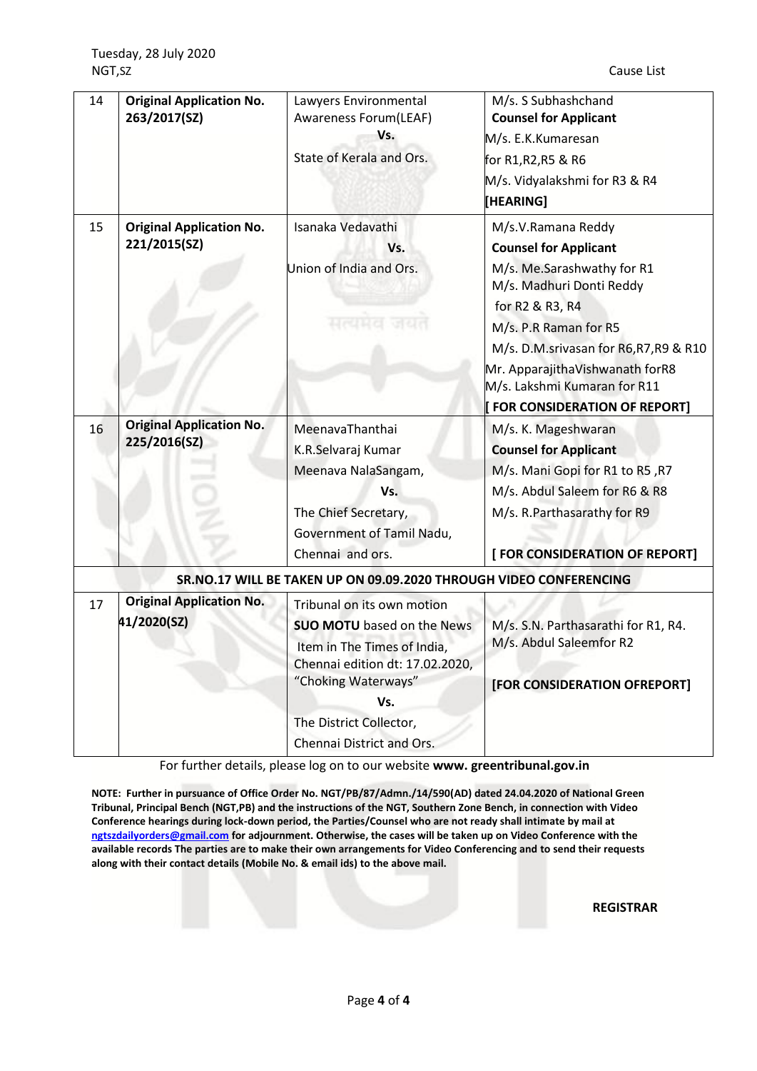| | | | |
|---|---|---|---|
| 14 | **Original Application No. 263/2017(SZ)** | Lawyers Environmental Awareness Forum(LEAF) **Vs.** State of Kerala and Ors. | M/s. S Subhashchand **Counsel for Applicant** M/s. E.K.Kumaresan for R1,R2,R5 & R6 M/s. Vidyalakshmi for R3 & R4 **[HEARING]** |
| 15 | **Original Application No. 221/2015(SZ)** | Isanaka Vedavathi **Vs.** Union of India and Ors. | M/s.V.Ramana Reddy **Counsel for Applicant** M/s. Me.Sarashwathy for R1 M/s. Madhuri Donti Reddy for R2 & R3, R4 M/s. P.R Raman for R5 M/s. D.M.srivasan for R6,R7,R9 & R10 Mr. ApparajithaVishwanath forR8 M/s. Lakshmi Kumaran for R11 **[ FOR CONSIDERATION OF REPORT]** |
| 16 | **Original Application No. 225/2016(SZ)** | MeenavaThanthai K.R.Selvaraj Kumar Meenava NalaSangam, **Vs.** The Chief Secretary, Government of Tamil Nadu, Chennai and ors. | M/s. K. Mageshwaran **Counsel for Applicant** M/s. Mani Gopi for R1 to R5 ,R7 M/s. Abdul Saleem for R6 & R8 M/s. R.Parthasarathy for R9 **[ FOR CONSIDERATION OF REPORT]** |
| **SR.NO.17 WILL BE TAKEN UP ON 09.09.2020 THROUGH VIDEO CONFERENCING** | | | |
| 17 | **Original Application No. 41/2020(SZ)** | Tribunal on its own motion **SUO MOTU** based on the News Item in The Times of India, Chennai edition dt: 17.02.2020, "Choking Waterways" **Vs.** The District Collector, Chennai District and Ors. | M/s. S.N. Parthasarathi for R1, R4. M/s. Abdul Saleemfor R2 **[FOR CONSIDERATION OFREPORT]** |

For further details, please log on to our website **www. greentribunal.gov.in**

**NOTE: Further in pursuance of Office Order No. NGT/PB/87/Admn./14/590(AD) dated 24.04.2020 of National Green Tribunal, Principal Bench (NGT,PB) and the instructions of the NGT, Southern Zone Bench, in connection with Video Conference hearings during lock-down period, the Parties/Counsel who are not ready shall intimate by mail at ngtszdailyorders@gmail.com for adjournment. Otherwise, the cases will be taken up on Video Conference with the available records The parties are to make their own arrangements for Video Conferencing and to send their requests along with their contact details (Mobile No. & email ids) to the above mail.**

**REGISTRAR**